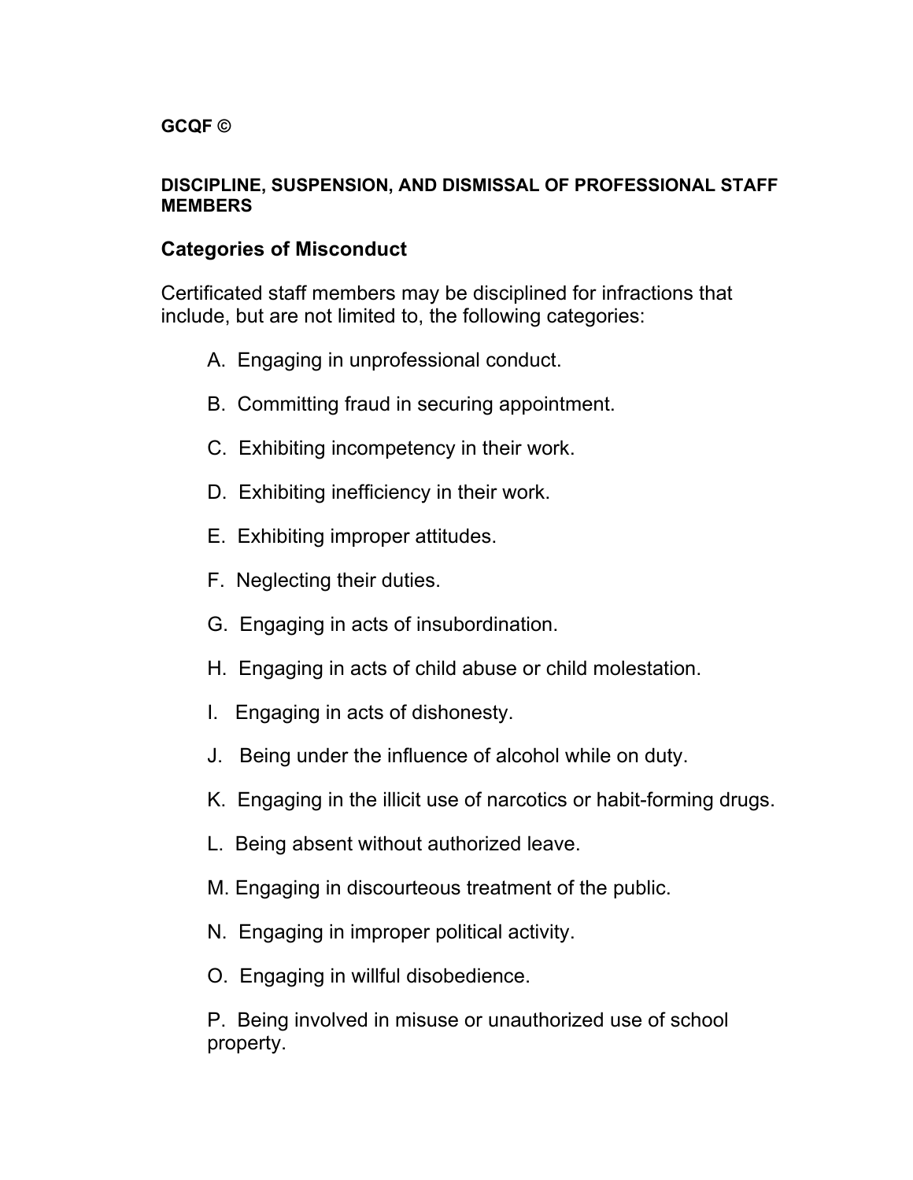**GCQF ©**

**DISCIPLINE, SUSPENSION, AND DISMISSAL OF PROFESSIONAL STAFF MEMBERS**

## Categories of Misconduct

Certificated staff members may be disciplined for infractions that include, but are not limited to, the following categories:

A. Engaging in unprofessional conduct.

B. Committing fraud in securing appointment.

C. Exhibiting incompetency in their work.

D. Exhibiting inefficiency in their work.

E. Exhibiting improper attitudes.

F. Neglecting their duties.

G. Engaging in acts of insubordination.

H. Engaging in acts of child abuse or child molestation.

I. Engaging in acts of dishonesty.

J. Being under the influence of alcohol while on duty.

K. Engaging in the illicit use of narcotics or habit-forming drugs.

L. Being absent without authorized leave.

M. Engaging in discourteous treatment of the public.

N. Engaging in improper political activity.

O. Engaging in willful disobedience.

P. Being involved in misuse or unauthorized use of school property.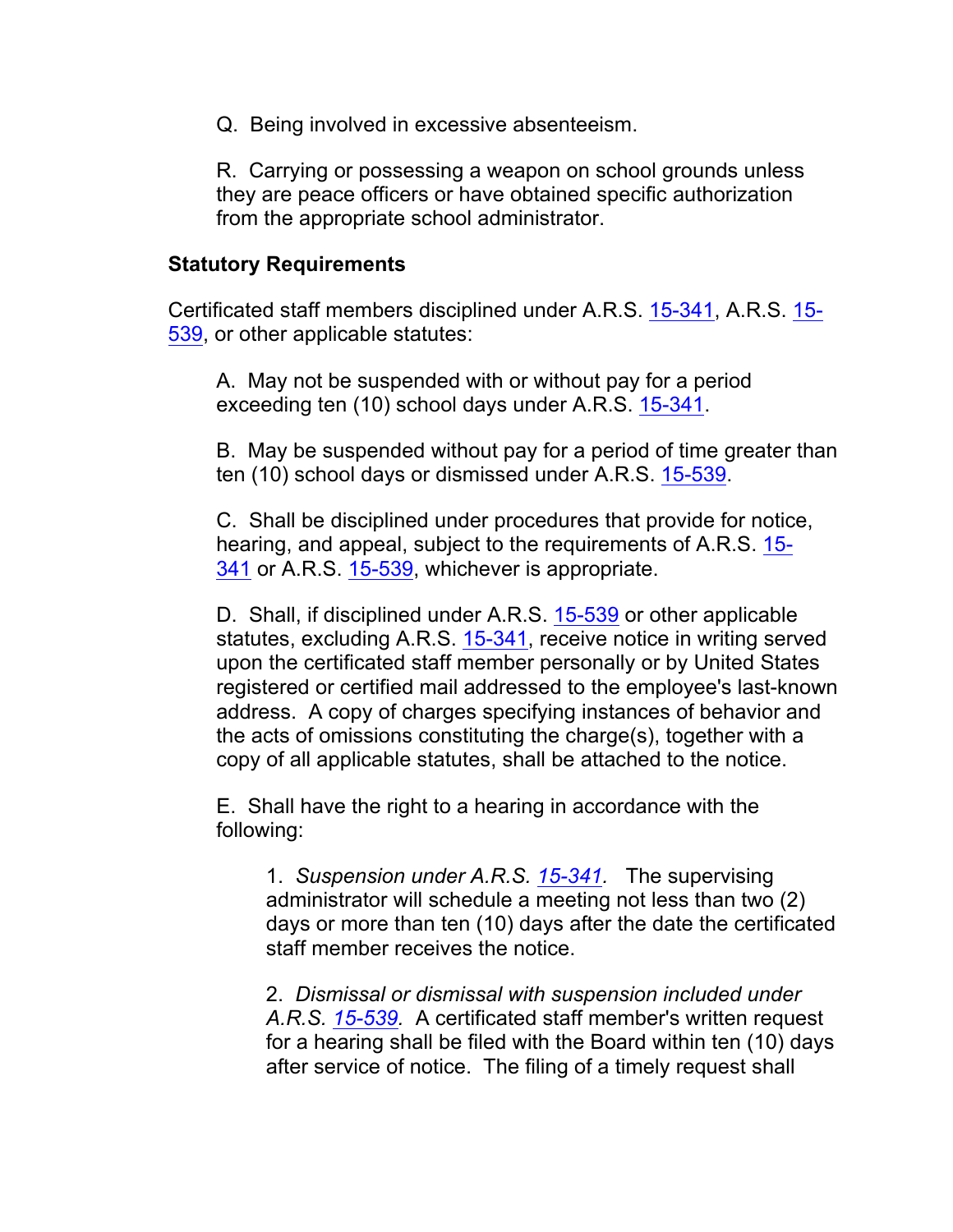Q. Being involved in excessive absenteeism.

R. Carrying or possessing a weapon on school grounds unless they are peace officers or have obtained specific authorization from the appropriate school administrator.

**Statutory Requirements**

Certificated staff members disciplined under A.R.S. 15-341, A.R.S. 15-539, or other applicable statutes:

A. May not be suspended with or without pay for a period exceeding ten (10) school days under A.R.S. 15-341.

B. May be suspended without pay for a period of time greater than ten (10) school days or dismissed under A.R.S. 15-539.

C. Shall be disciplined under procedures that provide for notice, hearing, and appeal, subject to the requirements of A.R.S. 15-341 or A.R.S. 15-539, whichever is appropriate.

D. Shall, if disciplined under A.R.S. 15-539 or other applicable statutes, excluding A.R.S. 15-341, receive notice in writing served upon the certificated staff member personally or by United States registered or certified mail addressed to the employee's last-known address. A copy of charges specifying instances of behavior and the acts of omissions constituting the charge(s), together with a copy of all applicable statutes, shall be attached to the notice.

E. Shall have the right to a hearing in accordance with the following:

1. *Suspension under A.R.S. 15-341.* The supervising administrator will schedule a meeting not less than two (2) days or more than ten (10) days after the date the certificated staff member receives the notice.

2. *Dismissal or dismissal with suspension included under A.R.S. 15-539.* A certificated staff member's written request for a hearing shall be filed with the Board within ten (10) days after service of notice. The filing of a timely request shall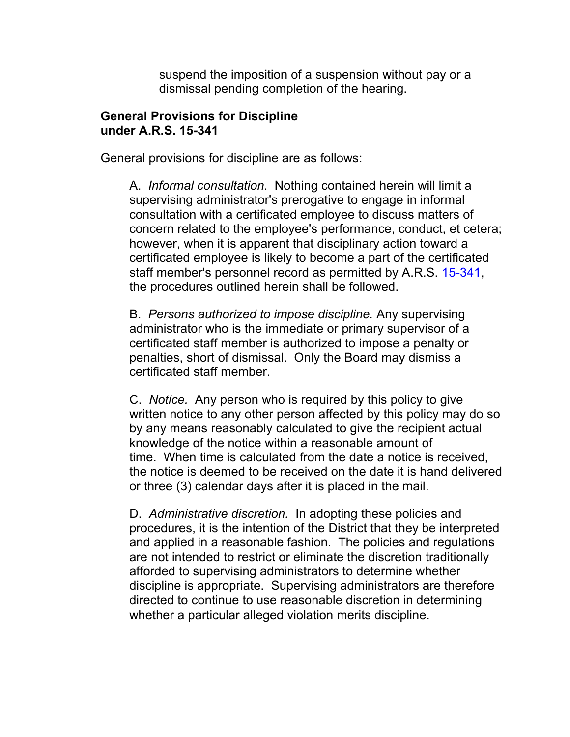suspend the imposition of a suspension without pay or a dismissal pending completion of the hearing.

**General Provisions for Discipline under A.R.S. 15-341**

General provisions for discipline are as follows:

A. *Informal consultation.* Nothing contained herein will limit a supervising administrator's prerogative to engage in informal consultation with a certificated employee to discuss matters of concern related to the employee's performance, conduct, et cetera; however, when it is apparent that disciplinary action toward a certificated employee is likely to become a part of the certificated staff member's personnel record as permitted by A.R.S. 15-341, the procedures outlined herein shall be followed.

B. *Persons authorized to impose discipline.* Any supervising administrator who is the immediate or primary supervisor of a certificated staff member is authorized to impose a penalty or penalties, short of dismissal. Only the Board may dismiss a certificated staff member.

C. *Notice.* Any person who is required by this policy to give written notice to any other person affected by this policy may do so by any means reasonably calculated to give the recipient actual knowledge of the notice within a reasonable amount of time. When time is calculated from the date a notice is received, the notice is deemed to be received on the date it is hand delivered or three (3) calendar days after it is placed in the mail.

D. *Administrative discretion.* In adopting these policies and procedures, it is the intention of the District that they be interpreted and applied in a reasonable fashion. The policies and regulations are not intended to restrict or eliminate the discretion traditionally afforded to supervising administrators to determine whether discipline is appropriate. Supervising administrators are therefore directed to continue to use reasonable discretion in determining whether a particular alleged violation merits discipline.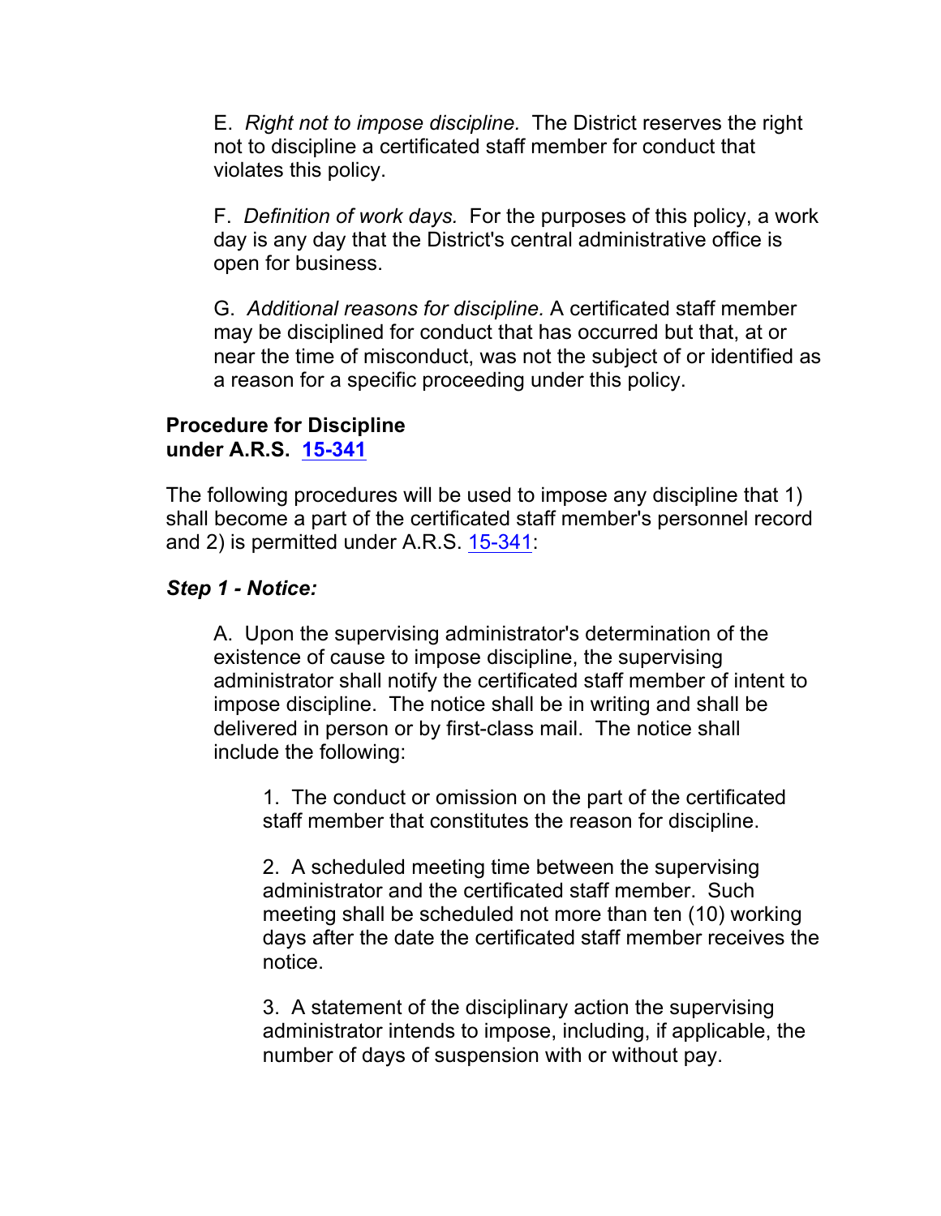E. *Right not to impose discipline.* The District reserves the right not to discipline a certificated staff member for conduct that violates this policy.

F. *Definition of work days.* For the purposes of this policy, a work day is any day that the District's central administrative office is open for business.

G. *Additional reasons for discipline.* A certificated staff member may be disciplined for conduct that has occurred but that, at or near the time of misconduct, was not the subject of or identified as a reason for a specific proceeding under this policy.

**Procedure for Discipline under A.R.S. 15-341**

The following procedures will be used to impose any discipline that 1) shall become a part of the certificated staff member's personnel record and 2) is permitted under A.R.S. 15-341:

***Step 1 - Notice:***

A. Upon the supervising administrator's determination of the existence of cause to impose discipline, the supervising administrator shall notify the certificated staff member of intent to impose discipline. The notice shall be in writing and shall be delivered in person or by first-class mail. The notice shall include the following:

1. The conduct or omission on the part of the certificated staff member that constitutes the reason for discipline.

2. A scheduled meeting time between the supervising administrator and the certificated staff member. Such meeting shall be scheduled not more than ten (10) working days after the date the certificated staff member receives the notice.

3. A statement of the disciplinary action the supervising administrator intends to impose, including, if applicable, the number of days of suspension with or without pay.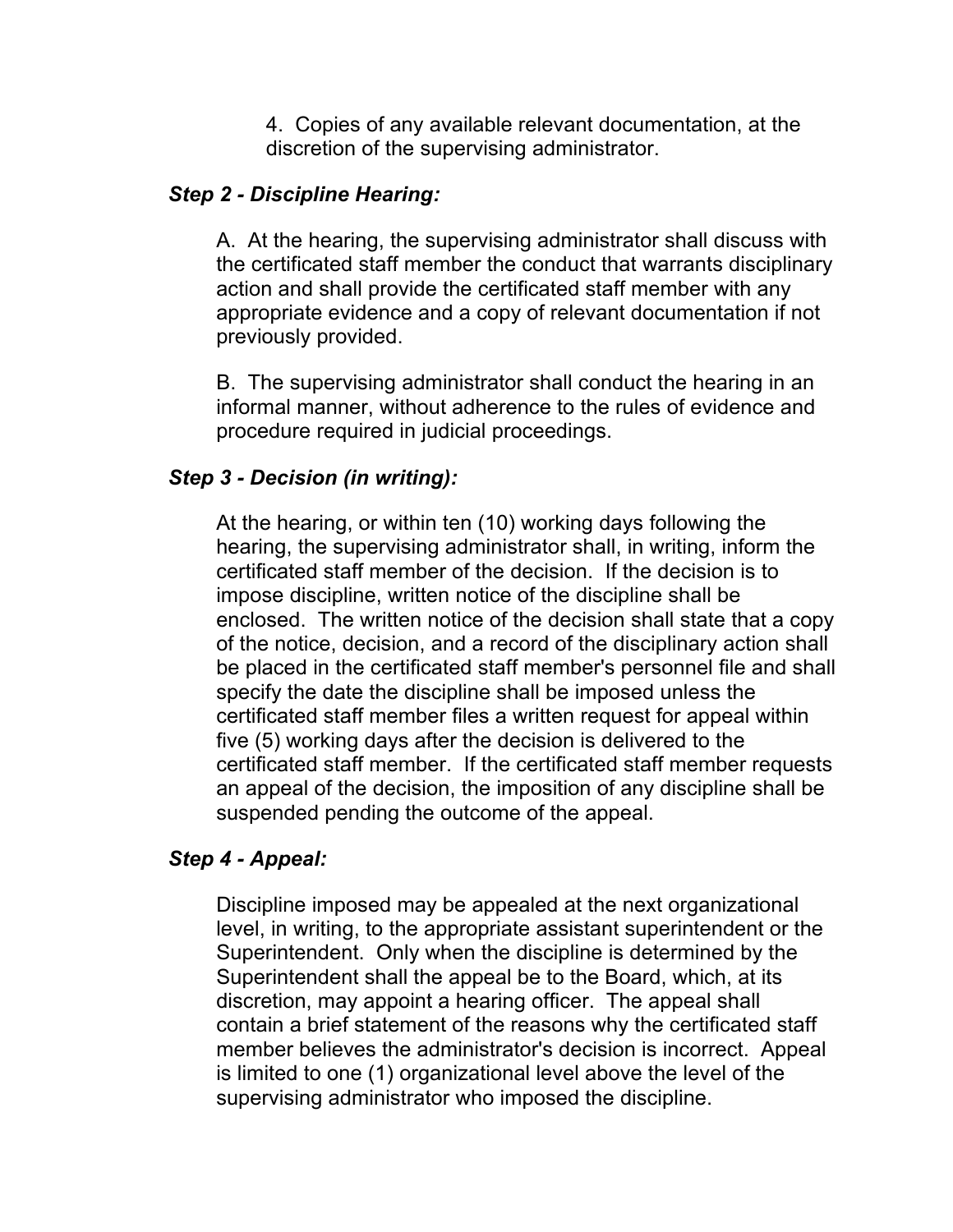4. Copies of any available relevant documentation, at the discretion of the supervising administrator.

***Step 2 - Discipline Hearing:***

A. At the hearing, the supervising administrator shall discuss with the certificated staff member the conduct that warrants disciplinary action and shall provide the certificated staff member with any appropriate evidence and a copy of relevant documentation if not previously provided.

B. The supervising administrator shall conduct the hearing in an informal manner, without adherence to the rules of evidence and procedure required in judicial proceedings.

***Step 3 - Decision (in writing):***

At the hearing, or within ten (10) working days following the hearing, the supervising administrator shall, in writing, inform the certificated staff member of the decision. If the decision is to impose discipline, written notice of the discipline shall be enclosed. The written notice of the decision shall state that a copy of the notice, decision, and a record of the disciplinary action shall be placed in the certificated staff member's personnel file and shall specify the date the discipline shall be imposed unless the certificated staff member files a written request for appeal within five (5) working days after the decision is delivered to the certificated staff member. If the certificated staff member requests an appeal of the decision, the imposition of any discipline shall be suspended pending the outcome of the appeal.

***Step 4 - Appeal:***

Discipline imposed may be appealed at the next organizational level, in writing, to the appropriate assistant superintendent or the Superintendent. Only when the discipline is determined by the Superintendent shall the appeal be to the Board, which, at its discretion, may appoint a hearing officer. The appeal shall contain a brief statement of the reasons why the certificated staff member believes the administrator's decision is incorrect. Appeal is limited to one (1) organizational level above the level of the supervising administrator who imposed the discipline.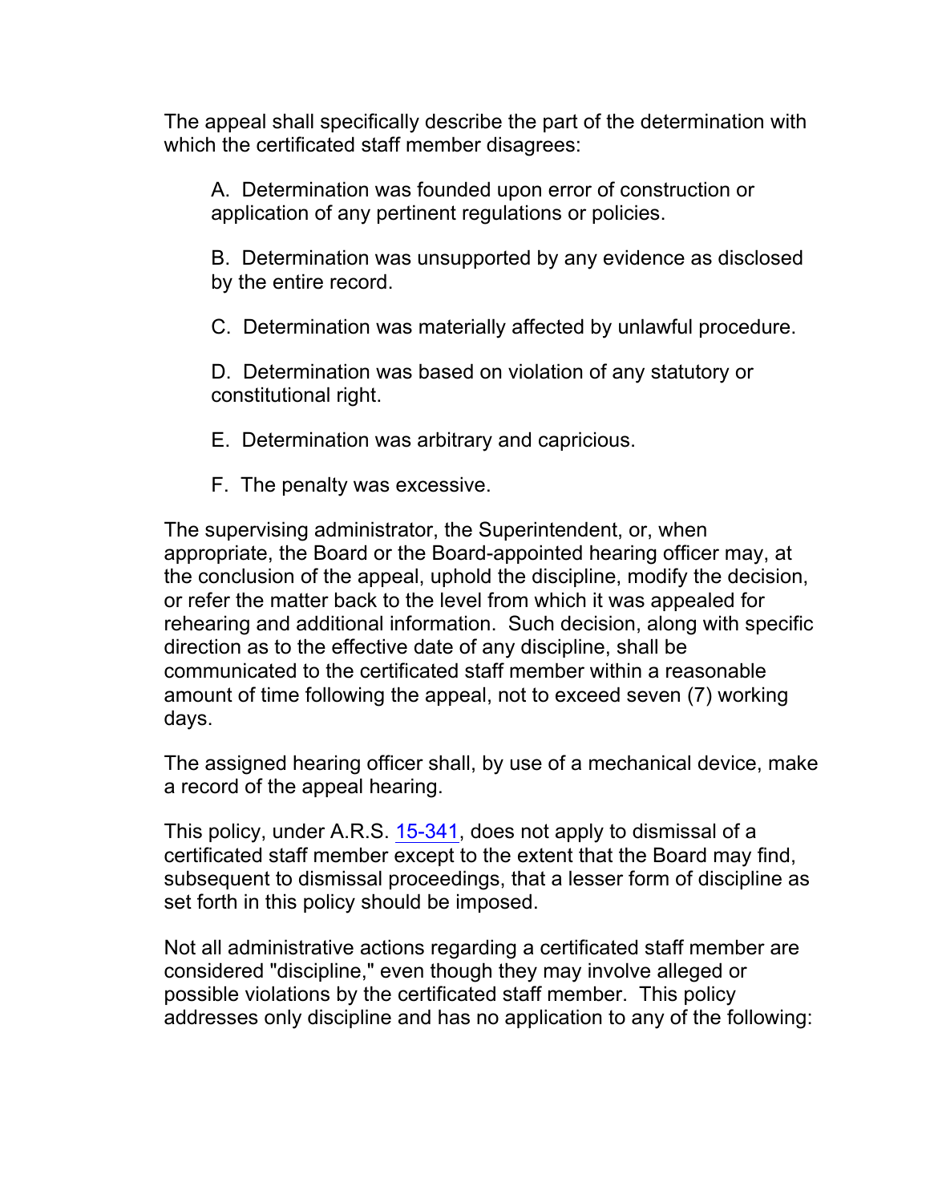The appeal shall specifically describe the part of the determination with which the certificated staff member disagrees:

A. Determination was founded upon error of construction or application of any pertinent regulations or policies.

B. Determination was unsupported by any evidence as disclosed by the entire record.

C. Determination was materially affected by unlawful procedure.

D. Determination was based on violation of any statutory or constitutional right.

E. Determination was arbitrary and capricious.

F. The penalty was excessive.

The supervising administrator, the Superintendent, or, when appropriate, the Board or the Board-appointed hearing officer may, at the conclusion of the appeal, uphold the discipline, modify the decision, or refer the matter back to the level from which it was appealed for rehearing and additional information. Such decision, along with specific direction as to the effective date of any discipline, shall be communicated to the certificated staff member within a reasonable amount of time following the appeal, not to exceed seven (7) working days.

The assigned hearing officer shall, by use of a mechanical device, make a record of the appeal hearing.

This policy, under A.R.S. 15-341, does not apply to dismissal of a certificated staff member except to the extent that the Board may find, subsequent to dismissal proceedings, that a lesser form of discipline as set forth in this policy should be imposed.

Not all administrative actions regarding a certificated staff member are considered "discipline," even though they may involve alleged or possible violations by the certificated staff member. This policy addresses only discipline and has no application to any of the following: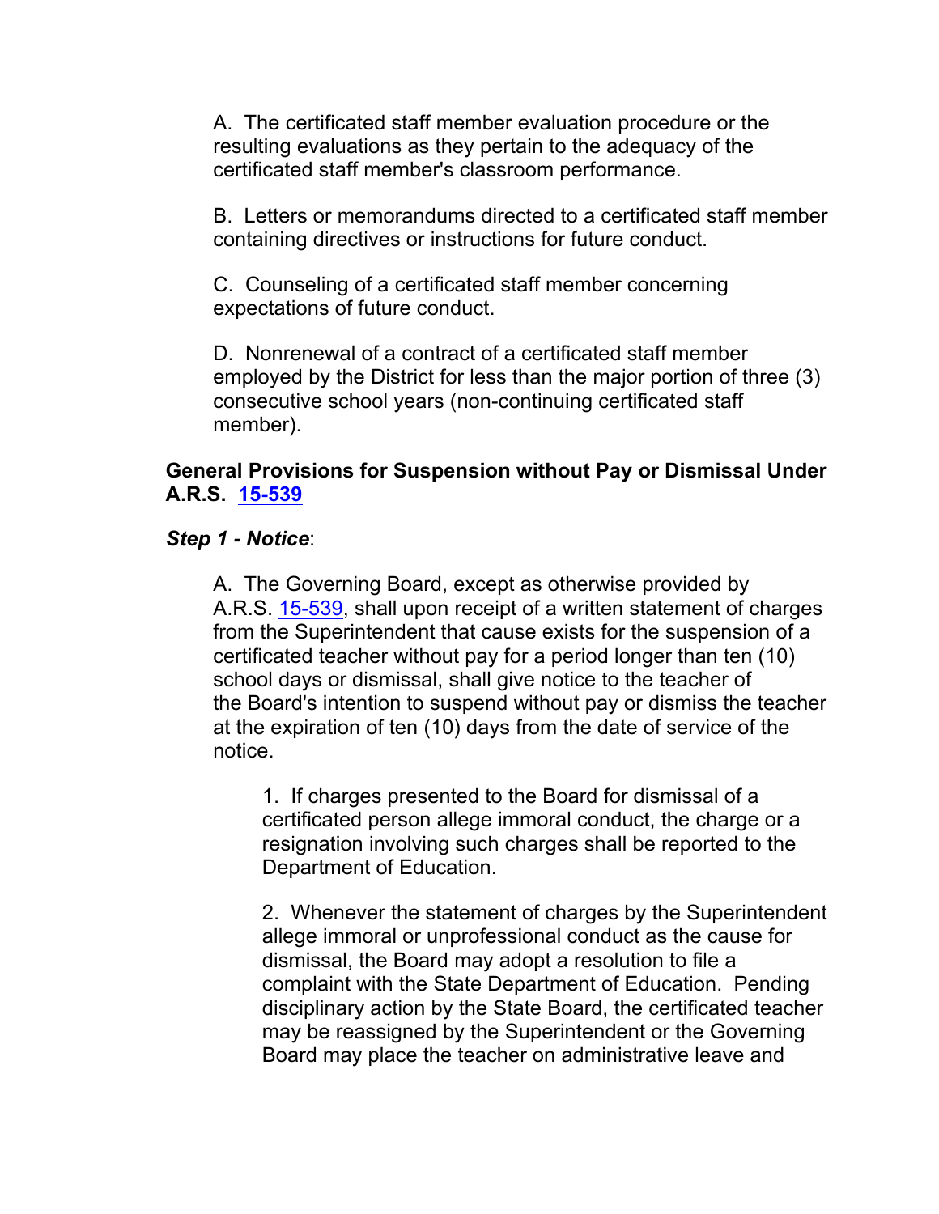A. The certificated staff member evaluation procedure or the resulting evaluations as they pertain to the adequacy of the certificated staff member's classroom performance.

B. Letters or memorandums directed to a certificated staff member containing directives or instructions for future conduct.

C. Counseling of a certificated staff member concerning expectations of future conduct.

D. Nonrenewal of a contract of a certificated staff member employed by the District for less than the major portion of three (3) consecutive school years (non-continuing certificated staff member).

**General Provisions for Suspension without Pay or Dismissal Under A.R.S. 15-539**

***Step 1 - Notice***:

A. The Governing Board, except as otherwise provided by A.R.S. 15-539, shall upon receipt of a written statement of charges from the Superintendent that cause exists for the suspension of a certificated teacher without pay for a period longer than ten (10) school days or dismissal, shall give notice to the teacher of the Board's intention to suspend without pay or dismiss the teacher at the expiration of ten (10) days from the date of service of the notice.

1. If charges presented to the Board for dismissal of a certificated person allege immoral conduct, the charge or a resignation involving such charges shall be reported to the Department of Education.

2. Whenever the statement of charges by the Superintendent allege immoral or unprofessional conduct as the cause for dismissal, the Board may adopt a resolution to file a complaint with the State Department of Education. Pending disciplinary action by the State Board, the certificated teacher may be reassigned by the Superintendent or the Governing Board may place the teacher on administrative leave and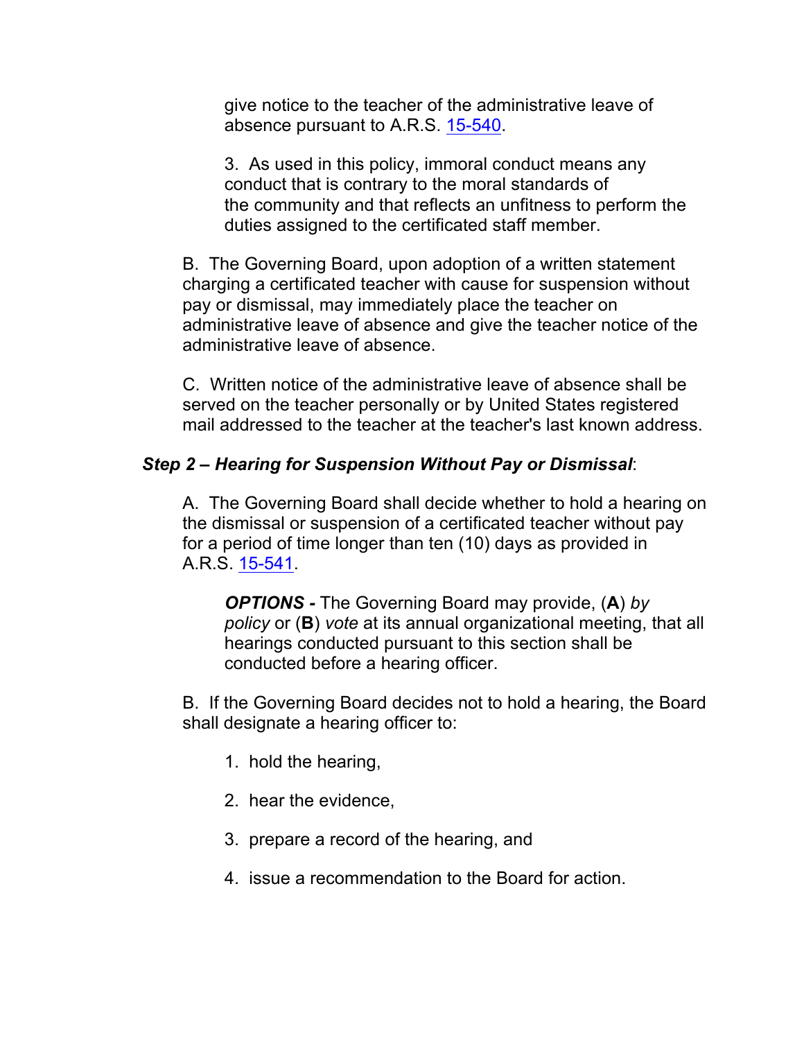give notice to the teacher of the administrative leave of absence pursuant to A.R.S. 15-540.

3. As used in this policy, immoral conduct means any conduct that is contrary to the moral standards of the community and that reflects an unfitness to perform the duties assigned to the certificated staff member.

B. The Governing Board, upon adoption of a written statement charging a certificated teacher with cause for suspension without pay or dismissal, may immediately place the teacher on administrative leave of absence and give the teacher notice of the administrative leave of absence.

C. Written notice of the administrative leave of absence shall be served on the teacher personally or by United States registered mail addressed to the teacher at the teacher's last known address.

***Step 2 – Hearing for Suspension Without Pay or Dismissal***:

A. The Governing Board shall decide whether to hold a hearing on the dismissal or suspension of a certificated teacher without pay for a period of time longer than ten (10) days as provided in A.R.S. 15-541.

> ***OPTIONS -*** The Governing Board may provide, (**A**) *by policy* or (**B**) *vote* at its annual organizational meeting, that all hearings conducted pursuant to this section shall be conducted before a hearing officer.

B. If the Governing Board decides not to hold a hearing, the Board shall designate a hearing officer to:

1. hold the hearing,
2. hear the evidence,
3. prepare a record of the hearing, and
4. issue a recommendation to the Board for action.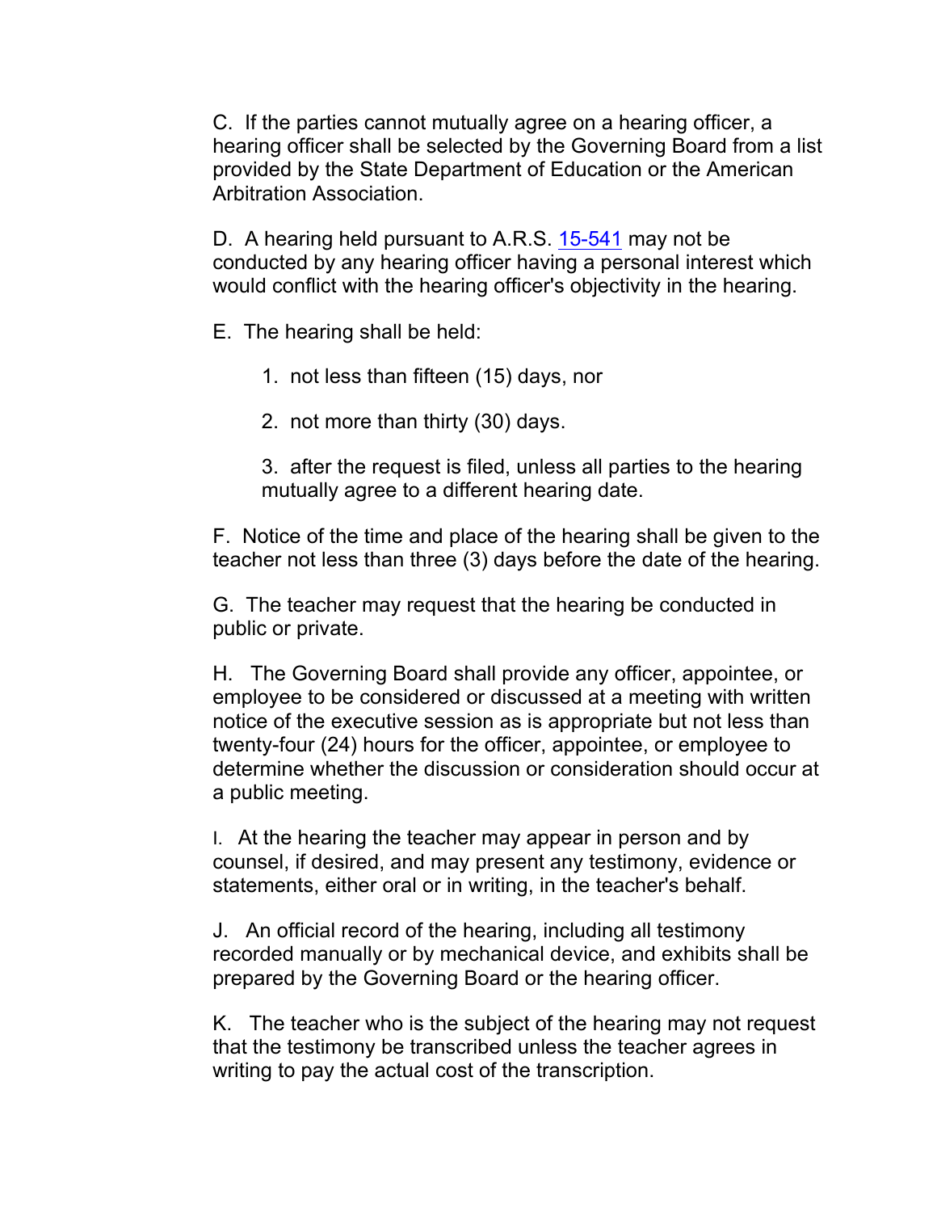C. If the parties cannot mutually agree on a hearing officer, a hearing officer shall be selected by the Governing Board from a list provided by the State Department of Education or the American Arbitration Association.

D. A hearing held pursuant to A.R.S. 15-541 may not be conducted by any hearing officer having a personal interest which would conflict with the hearing officer's objectivity in the hearing.

E. The hearing shall be held:

1. not less than fifteen (15) days, nor

2. not more than thirty (30) days.

3. after the request is filed, unless all parties to the hearing mutually agree to a different hearing date.

F. Notice of the time and place of the hearing shall be given to the teacher not less than three (3) days before the date of the hearing.

G. The teacher may request that the hearing be conducted in public or private.

H. The Governing Board shall provide any officer, appointee, or employee to be considered or discussed at a meeting with written notice of the executive session as is appropriate but not less than twenty-four (24) hours for the officer, appointee, or employee to determine whether the discussion or consideration should occur at a public meeting.

I. At the hearing the teacher may appear in person and by counsel, if desired, and may present any testimony, evidence or statements, either oral or in writing, in the teacher's behalf.

J. An official record of the hearing, including all testimony recorded manually or by mechanical device, and exhibits shall be prepared by the Governing Board or the hearing officer.

K. The teacher who is the subject of the hearing may not request that the testimony be transcribed unless the teacher agrees in writing to pay the actual cost of the transcription.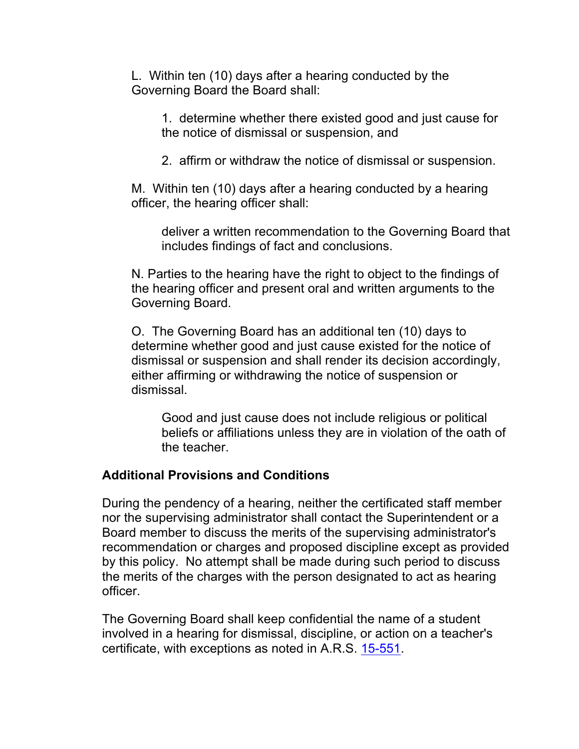L. Within ten (10) days after a hearing conducted by the Governing Board the Board shall:

1. determine whether there existed good and just cause for the notice of dismissal or suspension, and

2. affirm or withdraw the notice of dismissal or suspension.

M. Within ten (10) days after a hearing conducted by a hearing officer, the hearing officer shall:

deliver a written recommendation to the Governing Board that includes findings of fact and conclusions.

N. Parties to the hearing have the right to object to the findings of the hearing officer and present oral and written arguments to the Governing Board.

O. The Governing Board has an additional ten (10) days to determine whether good and just cause existed for the notice of dismissal or suspension and shall render its decision accordingly, either affirming or withdrawing the notice of suspension or dismissal.

Good and just cause does not include religious or political beliefs or affiliations unless they are in violation of the oath of the teacher.

**Additional Provisions and Conditions**

During the pendency of a hearing, neither the certificated staff member nor the supervising administrator shall contact the Superintendent or a Board member to discuss the merits of the supervising administrator's recommendation or charges and proposed discipline except as provided by this policy. No attempt shall be made during such period to discuss the merits of the charges with the person designated to act as hearing officer.

The Governing Board shall keep confidential the name of a student involved in a hearing for dismissal, discipline, or action on a teacher's certificate, with exceptions as noted in A.R.S. 15-551.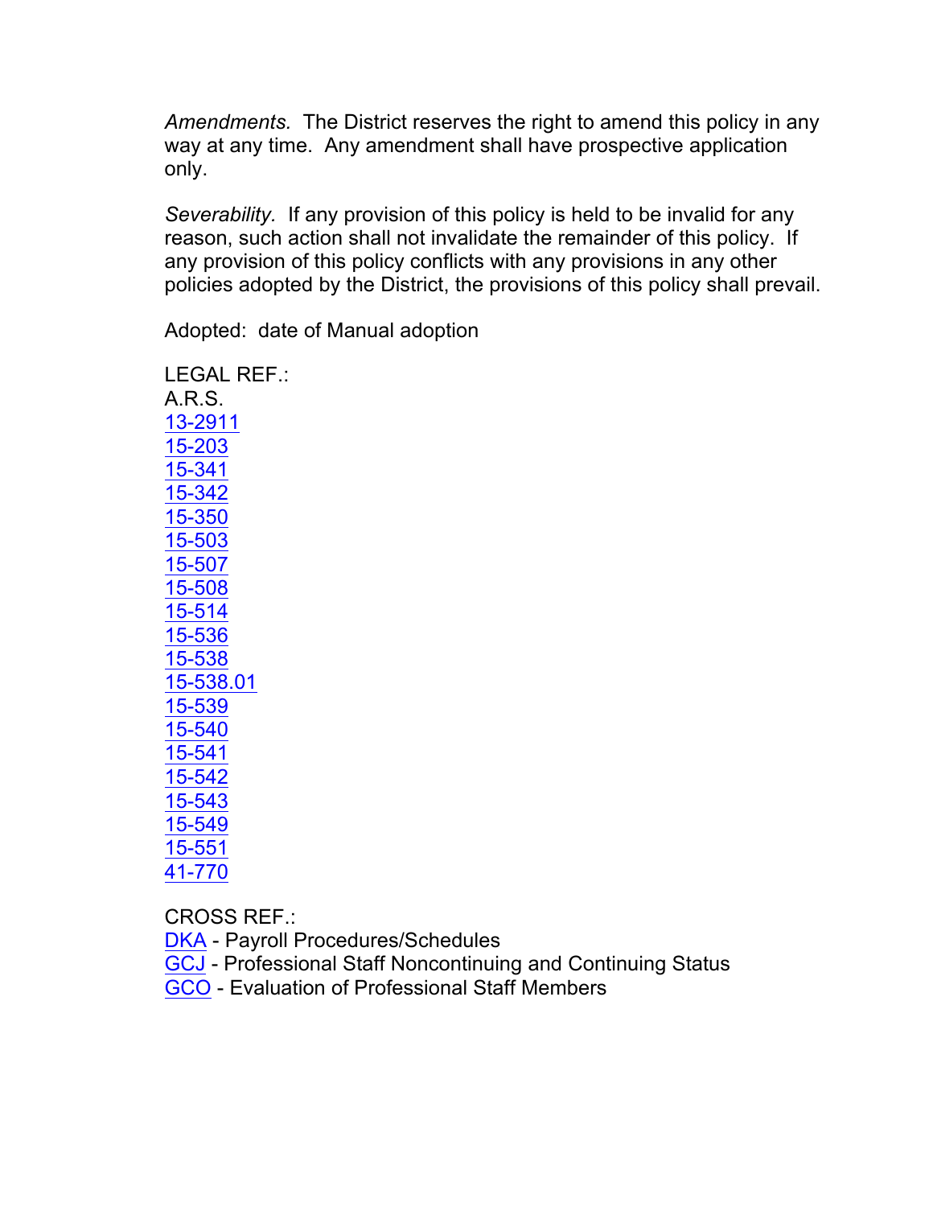*Amendments.* The District reserves the right to amend this policy in any way at any time. Any amendment shall have prospective application only.

*Severability.* If any provision of this policy is held to be invalid for any reason, such action shall not invalidate the remainder of this policy. If any provision of this policy conflicts with any provisions in any other policies adopted by the District, the provisions of this policy shall prevail.

Adopted: date of Manual adoption

LEGAL REF.:
A.R.S.
13-2911
15-203
15-341
15-342
15-350
15-503
15-507
15-508
15-514
15-536
15-538
15-538.01
15-539
15-540
15-541
15-542
15-543
15-549
15-551
41-770

CROSS REF.:
DKA - Payroll Procedures/Schedules
GCJ - Professional Staff Noncontinuing and Continuing Status
GCO - Evaluation of Professional Staff Members